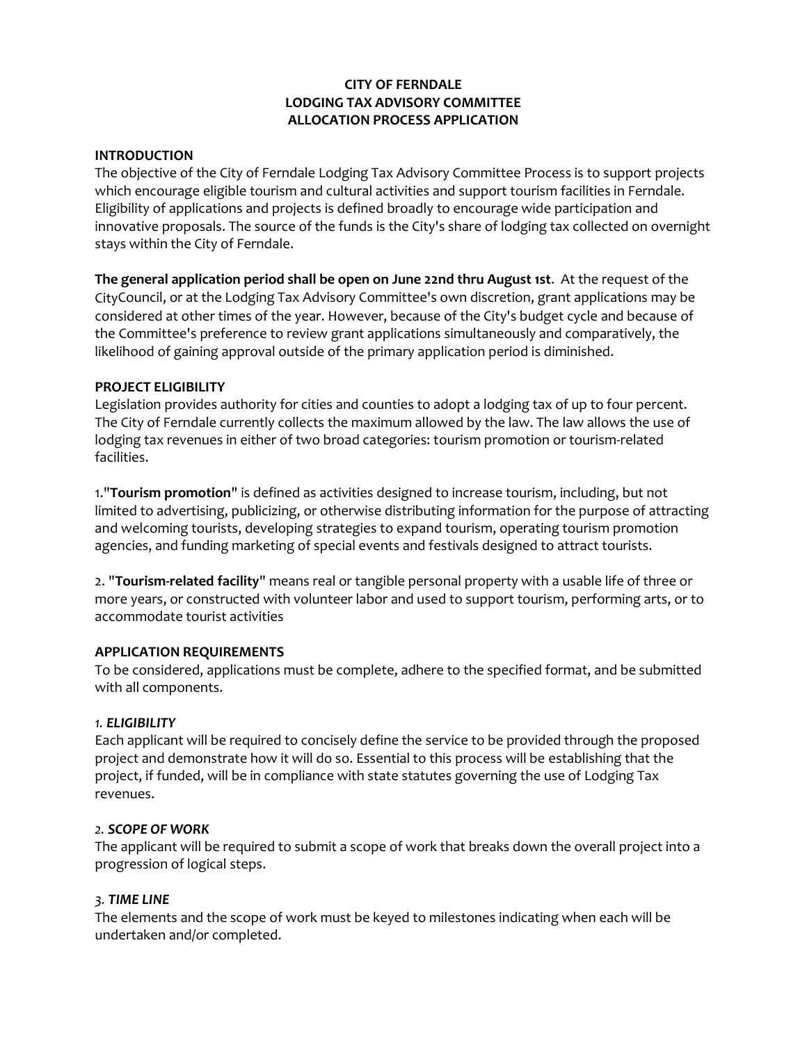**CITY OF FERNDALE**
**LODGING TAX ADVISORY COMMITTEE**
**ALLOCATION PROCESS APPLICATION**

## INTRODUCTION

The objective of the City of Ferndale Lodging Tax Advisory Committee Process is to support projects which encourage eligible tourism and cultural activities and support tourism facilities in Ferndale. Eligibility of applications and projects is defined broadly to encourage wide participation and innovative proposals. The source of the funds is the City's share of lodging tax collected on overnight stays within the City of Ferndale.

**The general application period shall be open on June 22nd thru August 1st**. At the request of the CityCouncil, or at the Lodging Tax Advisory Committee's own discretion, grant applications may be considered at other times of the year. However, because of the City's budget cycle and because of the Committee's preference to review grant applications simultaneously and comparatively, the likelihood of gaining approval outside of the primary application period is diminished.

## PROJECT ELIGIBILITY

Legislation provides authority for cities and counties to adopt a lodging tax of up to four percent. The City of Ferndale currently collects the maximum allowed by the law. The law allows the use of lodging tax revenues in either of two broad categories: tourism promotion or tourism-related facilities.

1."**Tourism promotion**" is defined as activities designed to increase tourism, including, but not limited to advertising, publicizing, or otherwise distributing information for the purpose of attracting and welcoming tourists, developing strategies to expand tourism, operating tourism promotion agencies, and funding marketing of special events and festivals designed to attract tourists.

2. "**Tourism-related facility**" means real or tangible personal property with a usable life of three or more years, or constructed with volunteer labor and used to support tourism, performing arts, or to accommodate tourist activities

## APPLICATION REQUIREMENTS

To be considered, applications must be complete, adhere to the specified format, and be submitted with all components.

### *1. ELIGIBILITY*

Each applicant will be required to concisely define the service to be provided through the proposed project and demonstrate how it will do so. Essential to this process will be establishing that the project, if funded, will be in compliance with state statutes governing the use of Lodging Tax revenues.

### *2. SCOPE OF WORK*

The applicant will be required to submit a scope of work that breaks down the overall project into a progression of logical steps.

### *3. TIME LINE*

The elements and the scope of work must be keyed to milestones indicating when each will be undertaken and/or completed.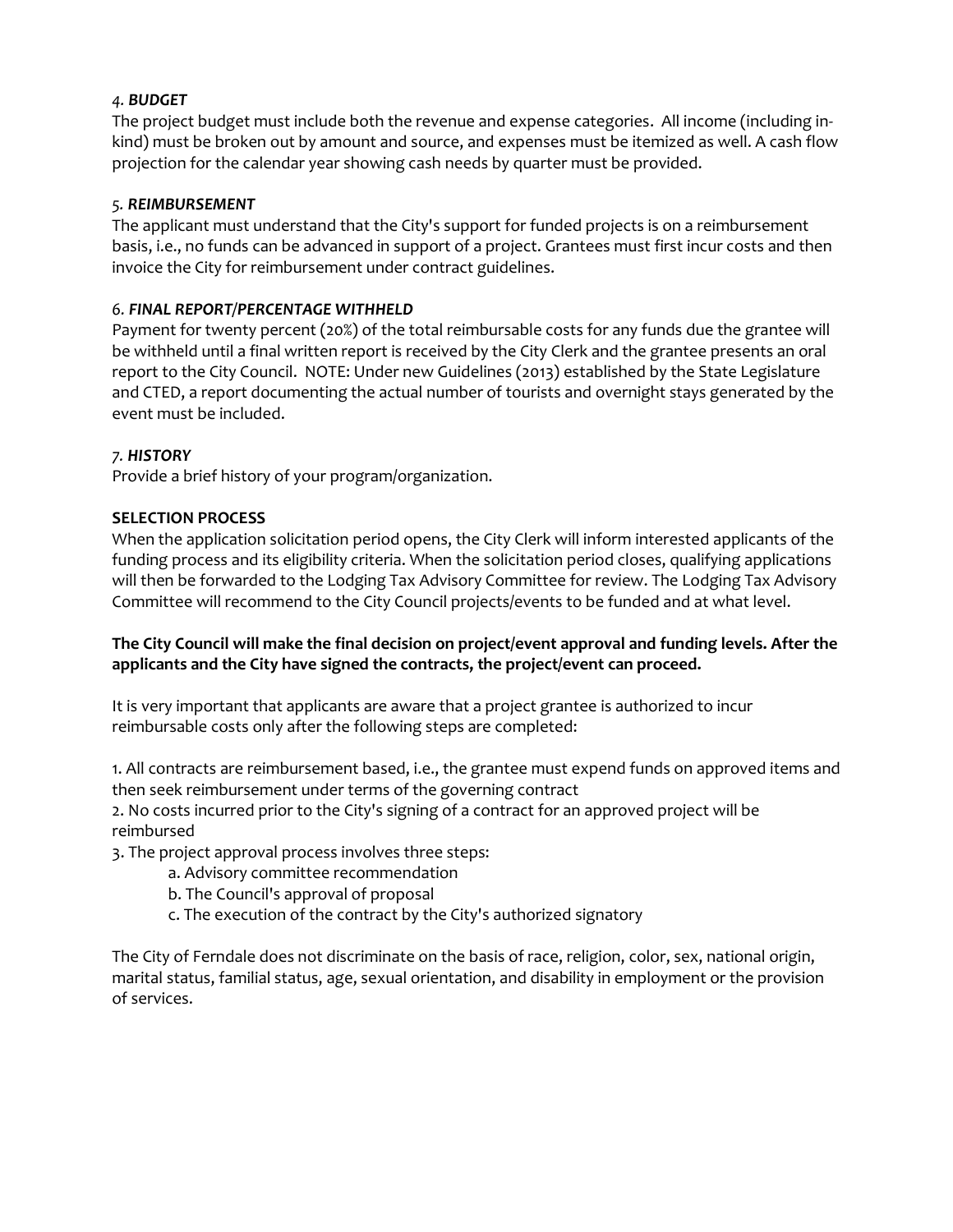### *4. BUDGET*

The project budget must include both the revenue and expense categories. All income (including in-kind) must be broken out by amount and source, and expenses must be itemized as well. A cash flow projection for the calendar year showing cash needs by quarter must be provided.

### *5. REIMBURSEMENT*

The applicant must understand that the City's support for funded projects is on a reimbursement basis, i.e., no funds can be advanced in support of a project. Grantees must first incur costs and then invoice the City for reimbursement under contract guidelines.

### *6. FINAL REPORT/PERCENTAGE WITHHELD*

Payment for twenty percent (20%) of the total reimbursable costs for any funds due the grantee will be withheld until a final written report is received by the City Clerk and the grantee presents an oral report to the City Council. NOTE: Under new Guidelines (2013) established by the State Legislature and CTED, a report documenting the actual number of tourists and overnight stays generated by the event must be included.

### *7. HISTORY*

Provide a brief history of your program/organization.

### SELECTION PROCESS

When the application solicitation period opens, the City Clerk will inform interested applicants of the funding process and its eligibility criteria. When the solicitation period closes, qualifying applications will then be forwarded to the Lodging Tax Advisory Committee for review. The Lodging Tax Advisory Committee will recommend to the City Council projects/events to be funded and at what level.

**The City Council will make the final decision on project/event approval and funding levels. After the applicants and the City have signed the contracts, the project/event can proceed.**

It is very important that applicants are aware that a project grantee is authorized to incur reimbursable costs only after the following steps are completed:

1. All contracts are reimbursement based, i.e., the grantee must expend funds on approved items and then seek reimbursement under terms of the governing contract
2. No costs incurred prior to the City's signing of a contract for an approved project will be reimbursed
3. The project approval process involves three steps:
    a. Advisory committee recommendation
    b. The Council's approval of proposal
    c. The execution of the contract by the City's authorized signatory

The City of Ferndale does not discriminate on the basis of race, religion, color, sex, national origin, marital status, familial status, age, sexual orientation, and disability in employment or the provision of services.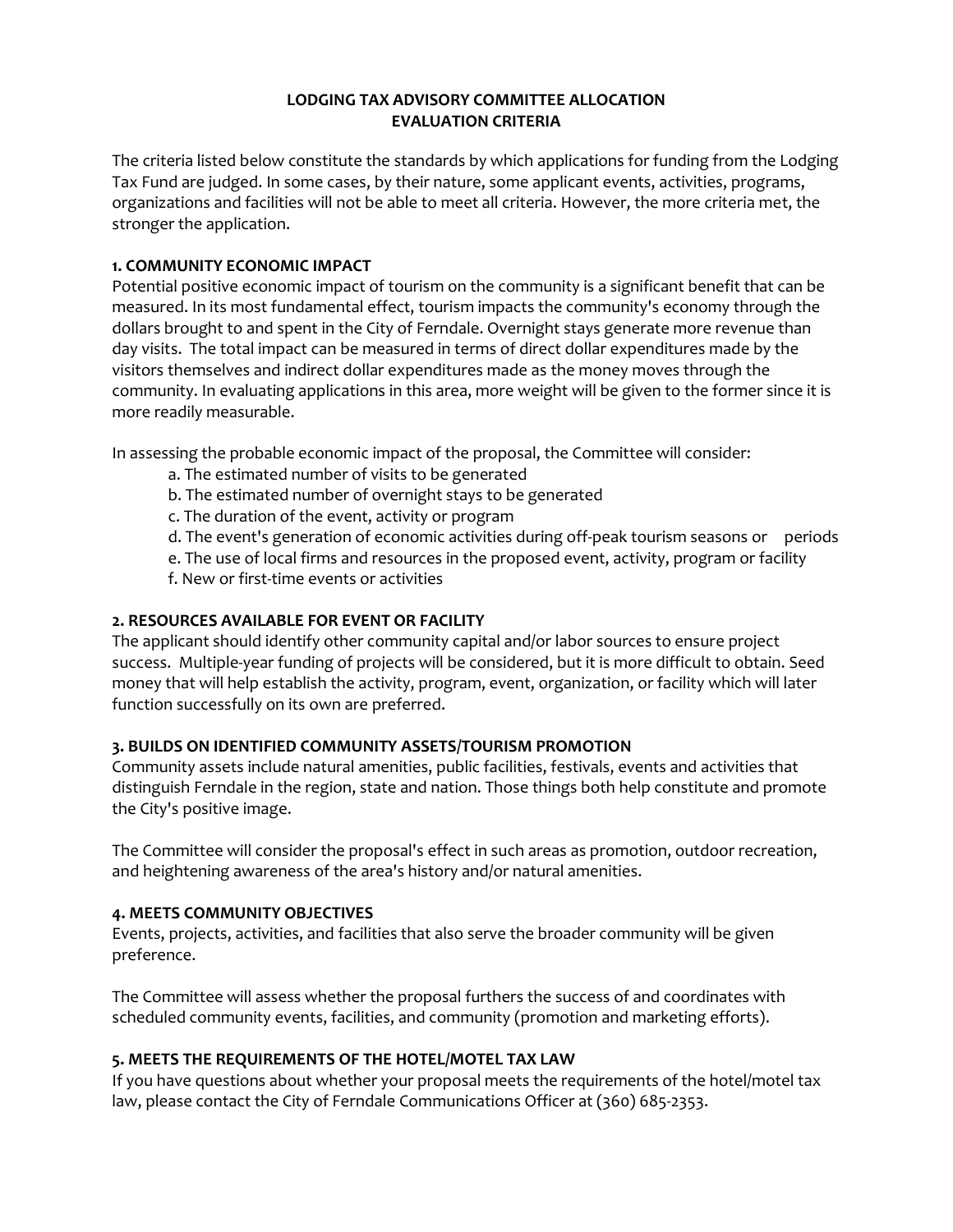# LODGING TAX ADVISORY COMMITTEE ALLOCATION EVALUATION CRITERIA

The criteria listed below constitute the standards by which applications for funding from the Lodging Tax Fund are judged. In some cases, by their nature, some applicant events, activities, programs, organizations and facilities will not be able to meet all criteria. However, the more criteria met, the stronger the application.

### 1. COMMUNITY ECONOMIC IMPACT

Potential positive economic impact of tourism on the community is a significant benefit that can be measured. In its most fundamental effect, tourism impacts the community's economy through the dollars brought to and spent in the City of Ferndale. Overnight stays generate more revenue than day visits. The total impact can be measured in terms of direct dollar expenditures made by the visitors themselves and indirect dollar expenditures made as the money moves through the community. In evaluating applications in this area, more weight will be given to the former since it is more readily measurable.

In assessing the probable economic impact of the proposal, the Committee will consider:

a. The estimated number of visits to be generated
b. The estimated number of overnight stays to be generated
c. The duration of the event, activity or program
d. The event's generation of economic activities during off-peak tourism seasons or periods
e. The use of local firms and resources in the proposed event, activity, program or facility
f. New or first-time events or activities

### 2. RESOURCES AVAILABLE FOR EVENT OR FACILITY

The applicant should identify other community capital and/or labor sources to ensure project success. Multiple-year funding of projects will be considered, but it is more difficult to obtain. Seed money that will help establish the activity, program, event, organization, or facility which will later function successfully on its own are preferred.

### 3. BUILDS ON IDENTIFIED COMMUNITY ASSETS/TOURISM PROMOTION

Community assets include natural amenities, public facilities, festivals, events and activities that distinguish Ferndale in the region, state and nation. Those things both help constitute and promote the City's positive image.

The Committee will consider the proposal's effect in such areas as promotion, outdoor recreation, and heightening awareness of the area's history and/or natural amenities.

### 4. MEETS COMMUNITY OBJECTIVES

Events, projects, activities, and facilities that also serve the broader community will be given preference.

The Committee will assess whether the proposal furthers the success of and coordinates with scheduled community events, facilities, and community (promotion and marketing efforts).

### 5. MEETS THE REQUIREMENTS OF THE HOTEL/MOTEL TAX LAW

If you have questions about whether your proposal meets the requirements of the hotel/motel tax law, please contact the City of Ferndale Communications Officer at (360) 685-2353.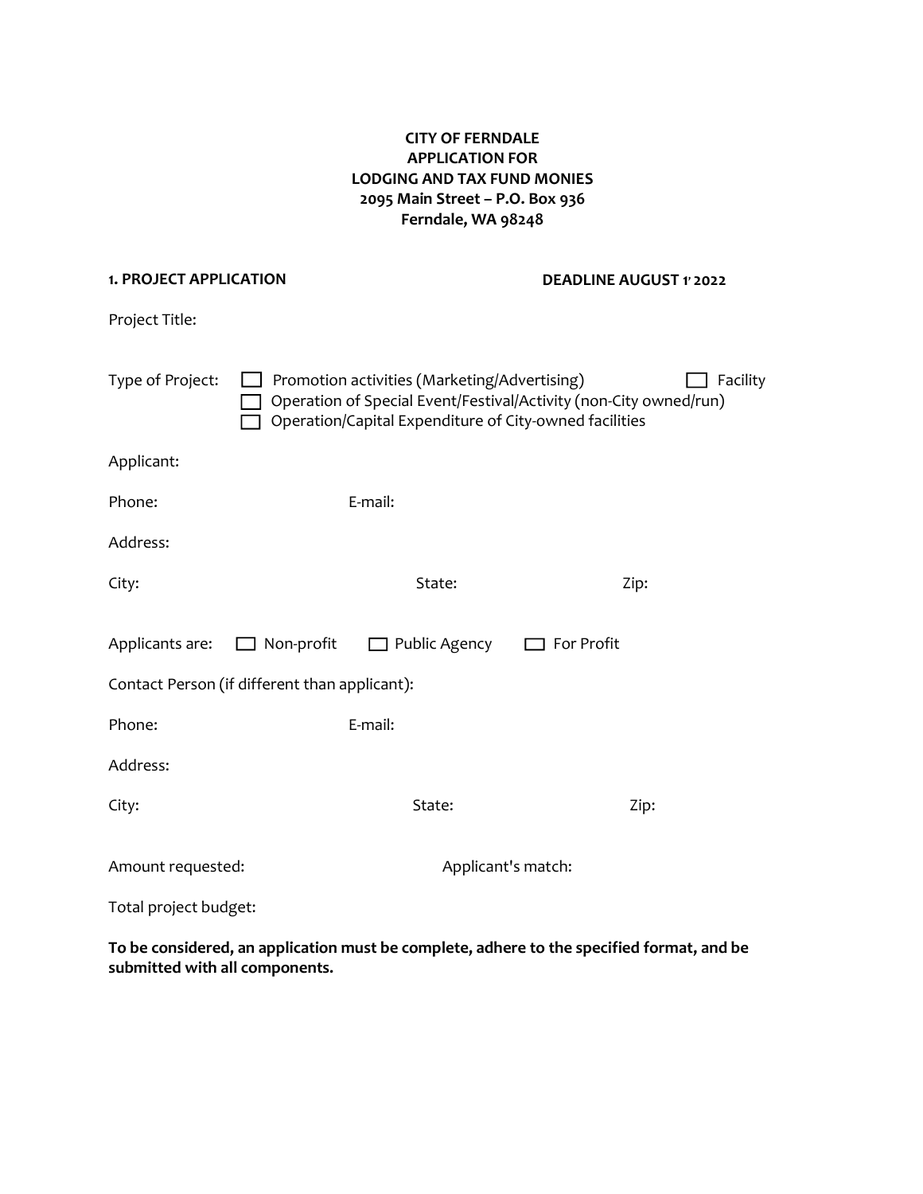**CITY OF FERNDALE**
**APPLICATION FOR**
**LODGING AND TAX FUND MONIES**
**2095 Main Street – P.O. Box 936**
**Ferndale, WA 98248**

**1. PROJECT APPLICATION** **DEADLINE AUGUST 1, 2022**

Project Title:

Type of Project: ☐ Promotion activities (Marketing/Advertising) ☐ Facility
☐ Operation of Special Event/Festival/Activity (non-City owned/run)
☐ Operation/Capital Expenditure of City-owned facilities

Applicant:

Phone: E-mail:

Address:

City: State: Zip:

Applicants are: ☐ Non-profit ☐ Public Agency ☐ For Profit

Contact Person (if different than applicant):

Phone: E-mail:

Address:

City: State: Zip:

Amount requested: Applicant's match:

Total project budget:

**To be considered, an application must be complete, adhere to the specified format, and be submitted with all components.**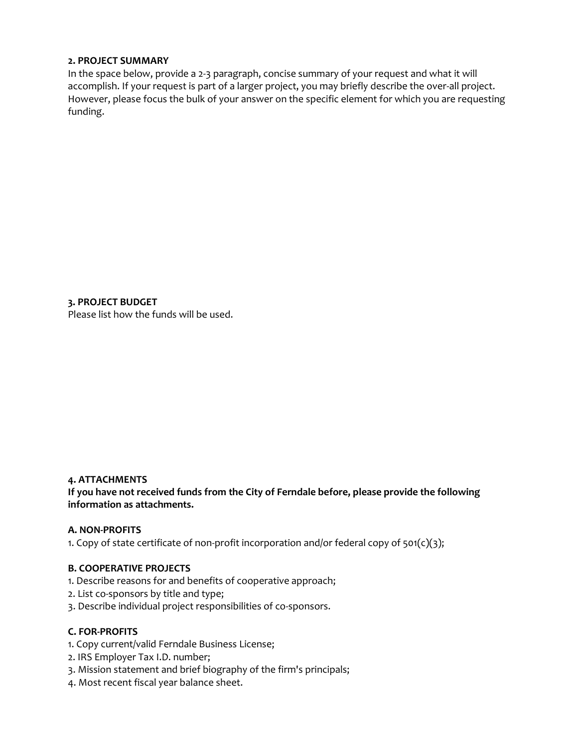## 2. PROJECT SUMMARY

In the space below, provide a 2-3 paragraph, concise summary of your request and what it will accomplish. If your request is part of a larger project, you may briefly describe the over-all project. However, please focus the bulk of your answer on the specific element for which you are requesting funding.

## 3. PROJECT BUDGET

Please list how the funds will be used.

## 4. ATTACHMENTS

**If you have not received funds from the City of Ferndale before, please provide the following information as attachments.**

### A. NON-PROFITS

1. Copy of state certificate of non-profit incorporation and/or federal copy of 501(c)(3);

### B. COOPERATIVE PROJECTS

1. Describe reasons for and benefits of cooperative approach;
2. List co-sponsors by title and type;
3. Describe individual project responsibilities of co-sponsors.

### C. FOR-PROFITS

1. Copy current/valid Ferndale Business License;
2. IRS Employer Tax I.D. number;
3. Mission statement and brief biography of the firm's principals;
4. Most recent fiscal year balance sheet.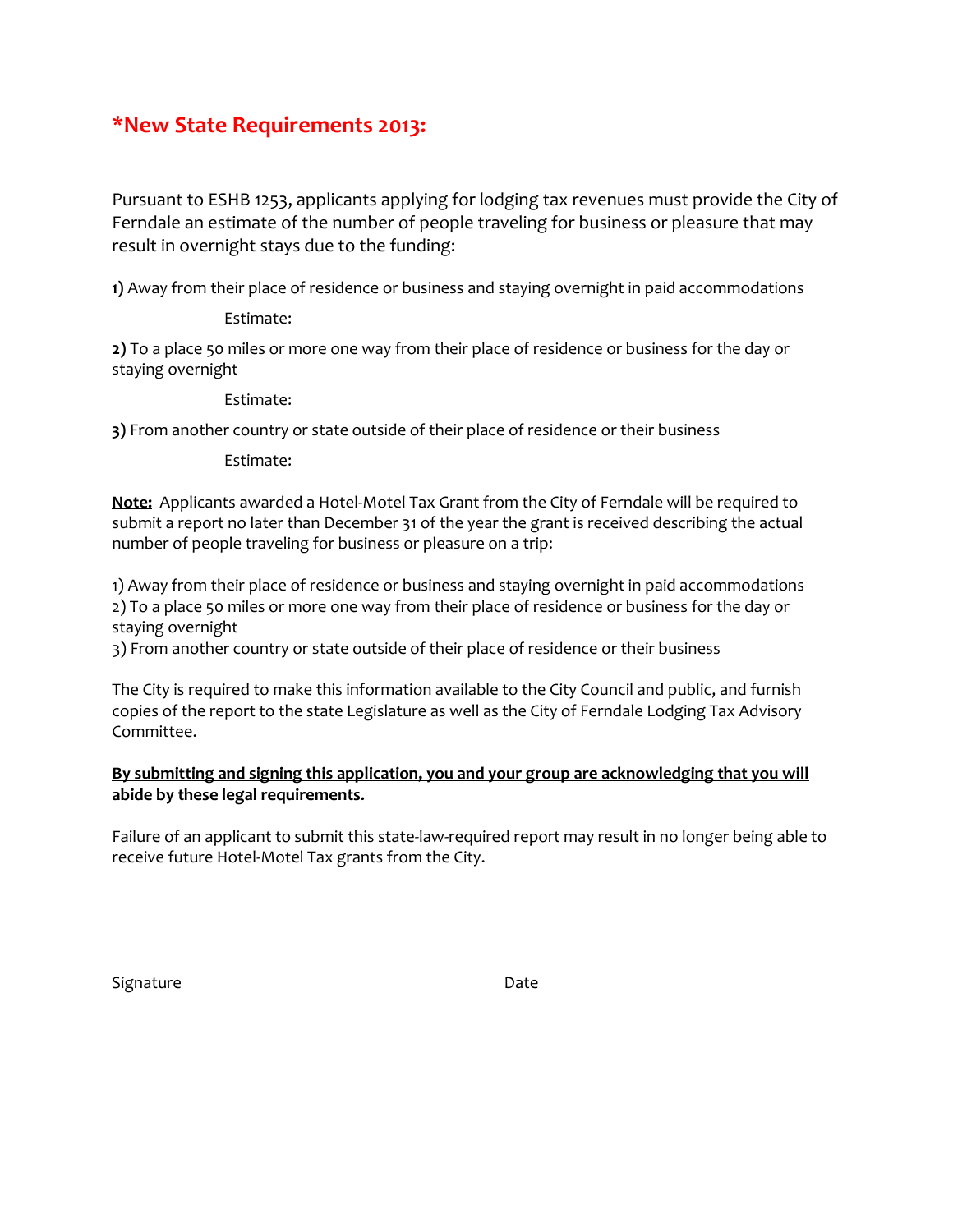# *New State Requirements 2013:

Pursuant to ESHB 1253, applicants applying for lodging tax revenues must provide the City of Ferndale an estimate of the number of people traveling for business or pleasure that may result in overnight stays due to the funding:

**1)** Away from their place of residence or business and staying overnight in paid accommodations

Estimate:

**2)** To a place 50 miles or more one way from their place of residence or business for the day or staying overnight

Estimate:

**3)** From another country or state outside of their place of residence or their business

Estimate:

**Note:** Applicants awarded a Hotel-Motel Tax Grant from the City of Ferndale will be required to submit a report no later than December 31 of the year the grant is received describing the actual number of people traveling for business or pleasure on a trip:

1) Away from their place of residence or business and staying overnight in paid accommodations
2) To a place 50 miles or more one way from their place of residence or business for the day or staying overnight
3) From another country or state outside of their place of residence or their business

The City is required to make this information available to the City Council and public, and furnish copies of the report to the state Legislature as well as the City of Ferndale Lodging Tax Advisory Committee.

**By submitting and signing this application, you and your group are acknowledging that you will abide by these legal requirements.**

Failure of an applicant to submit this state-law-required report may result in no longer being able to receive future Hotel-Motel Tax grants from the City.

Signature Date